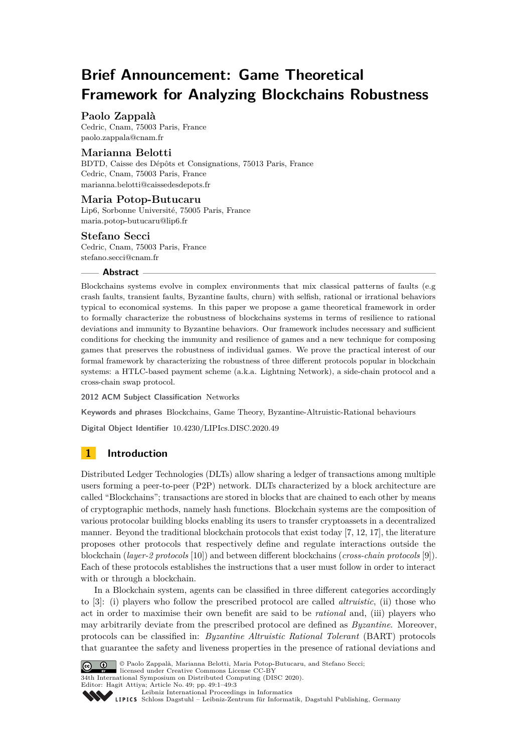# Brief Announcement: Game Theoretical Framework for Analyzing Blockchains Robustness

**Paolo Zappalà**
Cedric, Cnam, 75003 Paris, France
paolo.zappala@cnam.fr

**Marianna Belotti**
BDTD, Caisse des Dépôts et Consignations, 75013 Paris, France
Cedric, Cnam, 75003 Paris, France
marianna.belotti@caissedesdepots.fr

**Maria Potop-Butucaru**
Lip6, Sorbonne Université, 75005 Paris, France
maria.potop-butucaru@lip6.fr

**Stefano Secci**
Cedric, Cnam, 75003 Paris, France
stefano.secci@cnam.fr

## Abstract

Blockchains systems evolve in complex environments that mix classical patterns of faults (e.g crash faults, transient faults, Byzantine faults, churn) with selfish, rational or irrational behaviors typical to economical systems. In this paper we propose a game theoretical framework in order to formally characterize the robustness of blockchains systems in terms of resilience to rational deviations and immunity to Byzantine behaviors. Our framework includes necessary and sufficient conditions for checking the immunity and resilience of games and a new technique for composing games that preserves the robustness of individual games. We prove the practical interest of our formal framework by characterizing the robustness of three different protocols popular in blockchain systems: a HTLC-based payment scheme (a.k.a. Lightning Network), a side-chain protocol and a cross-chain swap protocol.

**2012 ACM Subject Classification** Networks

**Keywords and phrases** Blockchains, Game Theory, Byzantine-Altruistic-Rational behaviours

**Digital Object Identifier** 10.4230/LIPIcs.DISC.2020.49

## 1 Introduction

Distributed Ledger Technologies (DLTs) allow sharing a ledger of transactions among multiple users forming a peer-to-peer (P2P) network. DLTs characterized by a block architecture are called "Blockchains"; transactions are stored in blocks that are chained to each other by means of cryptographic methods, namely hash functions. Blockchain systems are the composition of various protocolar building blocks enabling its users to transfer cryptoassets in a decentralized manner. Beyond the traditional blockchain protocols that exist today [7, 12, 17], the literature proposes other protocols that respectively define and regulate interactions outside the blockchain (*layer-2 protocols* [10]) and between different blockchains (*cross-chain protocols* [9]). Each of these protocols establishes the instructions that a user must follow in order to interact with or through a blockchain.

In a Blockchain system, agents can be classified in three different categories accordingly to [3]: (i) players who follow the prescribed protocol are called *altruistic*, (ii) those who act in order to maximise their own benefit are said to be *rational* and, (iii) players who may arbitrarily deviate from the prescribed protocol are defined as *Byzantine*. Moreover, protocols can be classified in: *Byzantine Altruistic Rational Tolerant* (BART) protocols that guarantee the safety and liveness properties in the presence of rational deviations and

© Paolo Zappalà, Marianna Belotti, Maria Potop-Butucaru, and Stefano Secci;
licensed under Creative Commons License CC-BY
34th International Symposium on Distributed Computing (DISC 2020).
Editor: Hagit Attiya; Article No. 49; pp. 49:1–49:3
Leibniz International Proceedings in Informatics
Schloss Dagstuhl – Leibniz-Zentrum für Informatik, Dagstuhl Publishing, Germany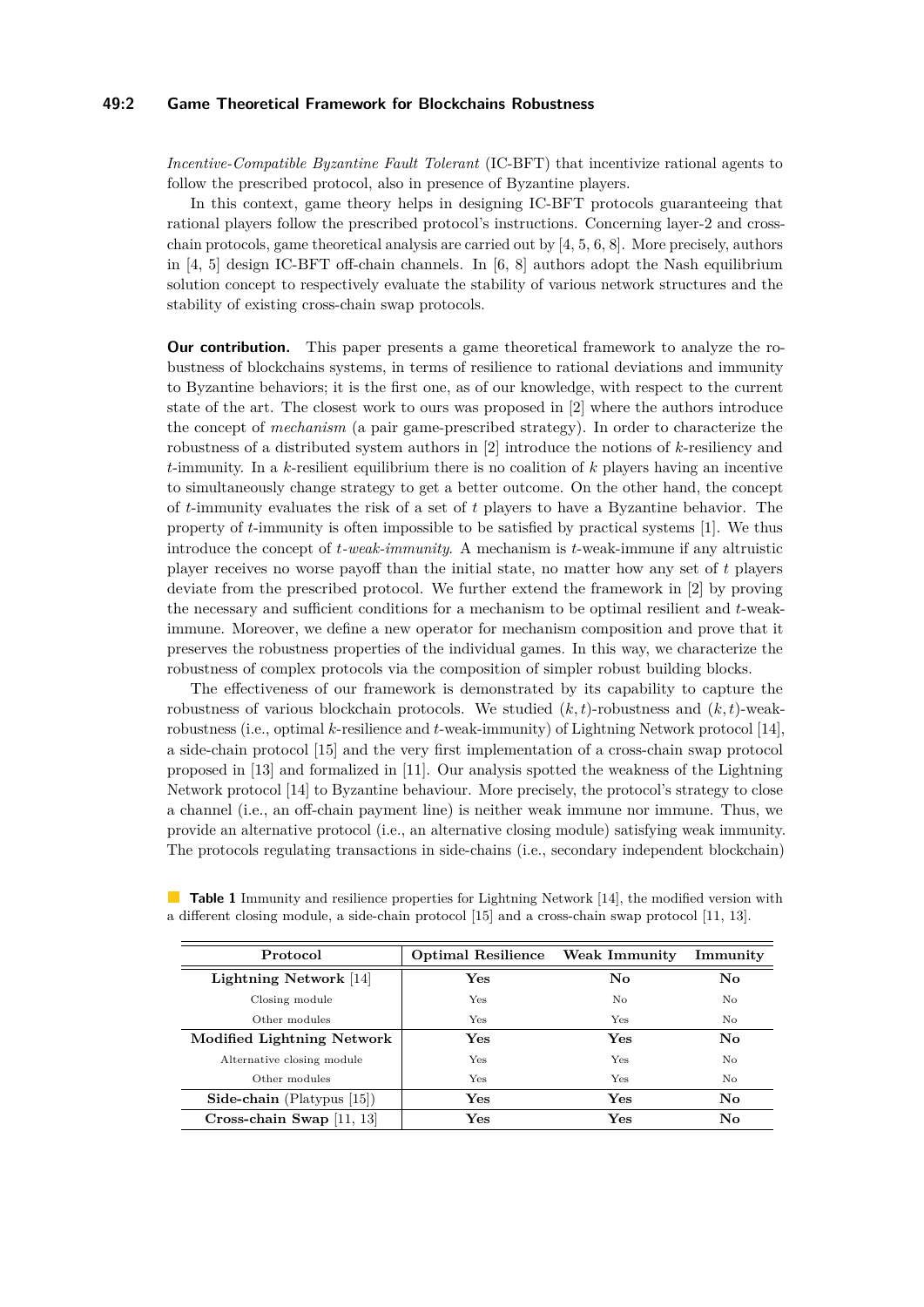*Incentive-Compatible Byzantine Fault Tolerant* (IC-BFT) that incentivize rational agents to follow the prescribed protocol, also in presence of Byzantine players.

In this context, game theory helps in designing IC-BFT protocols guaranteeing that rational players follow the prescribed protocol's instructions. Concerning layer-2 and cross-chain protocols, game theoretical analysis are carried out by [4, 5, 6, 8]. More precisely, authors in [4, 5] design IC-BFT off-chain channels. In [6, 8] authors adopt the Nash equilibrium solution concept to respectively evaluate the stability of various network structures and the stability of existing cross-chain swap protocols.

**Our contribution.** This paper presents a game theoretical framework to analyze the robustness of blockchains systems, in terms of resilience to rational deviations and immunity to Byzantine behaviors; it is the first one, as of our knowledge, with respect to the current state of the art. The closest work to ours was proposed in [2] where the authors introduce the concept of *mechanism* (a pair game-prescribed strategy). In order to characterize the robustness of a distributed system authors in [2] introduce the notions of $k$-resiliency and $t$-immunity. In a $k$-resilient equilibrium there is no coalition of $k$ players having an incentive to simultaneously change strategy to get a better outcome. On the other hand, the concept of $t$-immunity evaluates the risk of a set of $t$ players to have a Byzantine behavior. The property of $t$-immunity is often impossible to be satisfied by practical systems [1]. We thus introduce the concept of *$t$-weak-immunity*. A mechanism is $t$-weak-immune if any altruistic player receives no worse payoff than the initial state, no matter how any set of $t$ players deviate from the prescribed protocol. We further extend the framework in [2] by proving the necessary and sufficient conditions for a mechanism to be optimal resilient and $t$-weak-immune. Moreover, we define a new operator for mechanism composition and prove that it preserves the robustness properties of the individual games. In this way, we characterize the robustness of complex protocols via the composition of simpler robust building blocks.

The effectiveness of our framework is demonstrated by its capability to capture the robustness of various blockchain protocols. We studied $(k, t)$-robustness and $(k, t)$-weak-robustness (i.e., optimal $k$-resilience and $t$-weak-immunity) of Lightning Network protocol [14], a side-chain protocol [15] and the very first implementation of a cross-chain swap protocol proposed in [13] and formalized in [11]. Our analysis spotted the weakness of the Lightning Network protocol [14] to Byzantine behaviour. More precisely, the protocol's strategy to close a channel (i.e., an off-chain payment line) is neither weak immune nor immune. Thus, we provide an alternative protocol (i.e., an alternative closing module) satisfying weak immunity. The protocols regulating transactions in side-chains (i.e., secondary independent blockchain)

**Table 1** Immunity and resilience properties for Lightning Network [14], the modified version with a different closing module, a side-chain protocol [15] and a cross-chain swap protocol [11, 13].

| Protocol | Optimal Resilience | Weak Immunity | Immunity |
|---|---|---|---|
| **Lightning Network** [14] | **Yes** | **No** | **No** |
| Closing module | Yes | No | No |
| Other modules | Yes | Yes | No |
| **Modified Lightning Network** | **Yes** | **Yes** | **No** |
| Alternative closing module | Yes | Yes | No |
| Other modules | Yes | Yes | No |
| **Side-chain** (Platypus [15]) | **Yes** | **Yes** | **No** |
| **Cross-chain Swap** [11, 13] | **Yes** | **Yes** | **No** |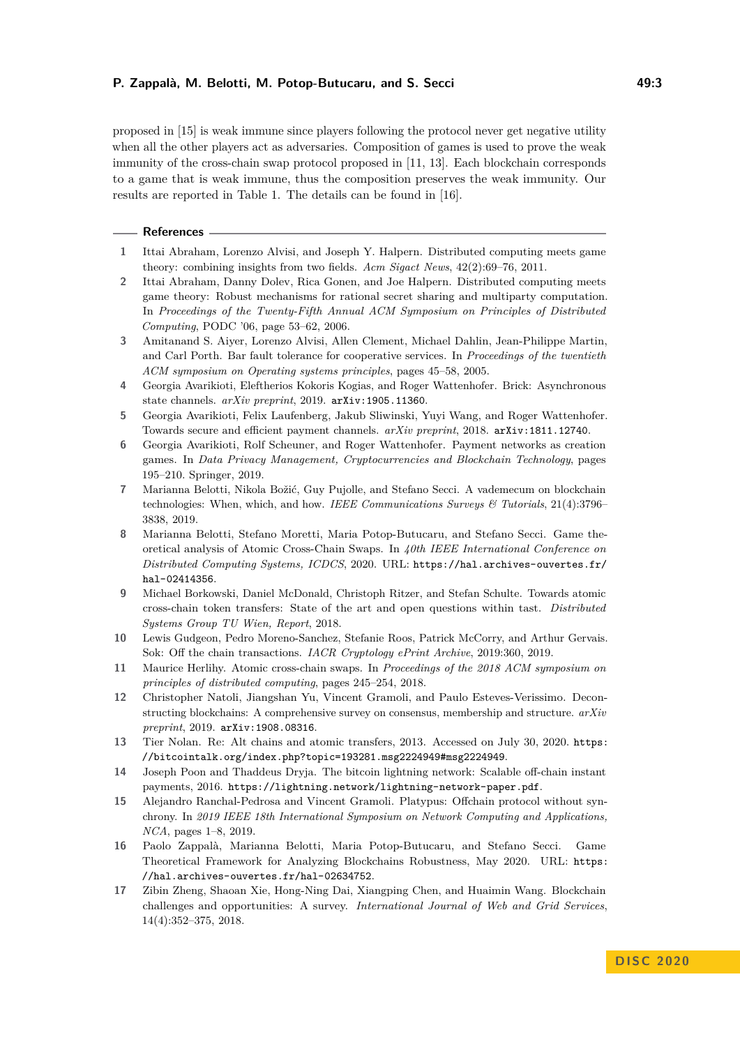proposed in [15] is weak immune since players following the protocol never get negative utility when all the other players act as adversaries. Composition of games is used to prove the weak immunity of the cross-chain swap protocol proposed in [11, 13]. Each blockchain corresponds to a game that is weak immune, thus the composition preserves the weak immunity. Our results are reported in Table 1. The details can be found in [16].

## References

1. Ittai Abraham, Lorenzo Alvisi, and Joseph Y. Halpern. Distributed computing meets game theory: combining insights from two fields. *Acm Sigact News*, 42(2):69–76, 2011.
2. Ittai Abraham, Danny Dolev, Rica Gonen, and Joe Halpern. Distributed computing meets game theory: Robust mechanisms for rational secret sharing and multiparty computation. In *Proceedings of the Twenty-Fifth Annual ACM Symposium on Principles of Distributed Computing*, PODC '06, page 53–62, 2006.
3. Amitanand S. Aiyer, Lorenzo Alvisi, Allen Clement, Michael Dahlin, Jean-Philippe Martin, and Carl Porth. Bar fault tolerance for cooperative services. In *Proceedings of the twentieth ACM symposium on Operating systems principles*, pages 45–58, 2005.
4. Georgia Avarikioti, Eleftherios Kokoris Kogias, and Roger Wattenhofer. Brick: Asynchronous state channels. *arXiv preprint*, 2019. `arXiv:1905.11360`.
5. Georgia Avarikioti, Felix Laufenberg, Jakub Sliwinski, Yuyi Wang, and Roger Wattenhofer. Towards secure and efficient payment channels. *arXiv preprint*, 2018. `arXiv:1811.12740`.
6. Georgia Avarikioti, Rolf Scheuner, and Roger Wattenhofer. Payment networks as creation games. In *Data Privacy Management, Cryptocurrencies and Blockchain Technology*, pages 195–210. Springer, 2019.
7. Marianna Belotti, Nikola Božić, Guy Pujolle, and Stefano Secci. A vademecum on blockchain technologies: When, which, and how. *IEEE Communications Surveys & Tutorials*, 21(4):3796–3838, 2019.
8. Marianna Belotti, Stefano Moretti, Maria Potop-Butucaru, and Stefano Secci. Game theoretical analysis of Atomic Cross-Chain Swaps. In *40th IEEE International Conference on Distributed Computing Systems, ICDCS*, 2020. URL: `https://hal.archives-ouvertes.fr/hal-02414356`.
9. Michael Borkowski, Daniel McDonald, Christoph Ritzer, and Stefan Schulte. Towards atomic cross-chain token transfers: State of the art and open questions within tast. *Distributed Systems Group TU Wien, Report*, 2018.
10. Lewis Gudgeon, Pedro Moreno-Sanchez, Stefanie Roos, Patrick McCorry, and Arthur Gervais. Sok: Off the chain transactions. *IACR Cryptology ePrint Archive*, 2019:360, 2019.
11. Maurice Herlihy. Atomic cross-chain swaps. In *Proceedings of the 2018 ACM symposium on principles of distributed computing*, pages 245–254, 2018.
12. Christopher Natoli, Jiangshan Yu, Vincent Gramoli, and Paulo Esteves-Verissimo. Deconstructing blockchains: A comprehensive survey on consensus, membership and structure. *arXiv preprint*, 2019. `arXiv:1908.08316`.
13. Tier Nolan. Re: Alt chains and atomic transfers, 2013. Accessed on July 30, 2020. `https://bitcointalk.org/index.php?topic=193281.msg2224949#msg2224949`.
14. Joseph Poon and Thaddeus Dryja. The bitcoin lightning network: Scalable off-chain instant payments, 2016. `https://lightning.network/lightning-network-paper.pdf`.
15. Alejandro Ranchal-Pedrosa and Vincent Gramoli. Platypus: Offchain protocol without synchrony. In *2019 IEEE 18th International Symposium on Network Computing and Applications, NCA*, pages 1–8, 2019.
16. Paolo Zappalà, Marianna Belotti, Maria Potop-Butucaru, and Stefano Secci. Game Theoretical Framework for Analyzing Blockchains Robustness, May 2020. URL: `https://hal.archives-ouvertes.fr/hal-02634752`.
17. Zibin Zheng, Shaoan Xie, Hong-Ning Dai, Xiangping Chen, and Huaimin Wang. Blockchain challenges and opportunities: A survey. *International Journal of Web and Grid Services*, 14(4):352–375, 2018.